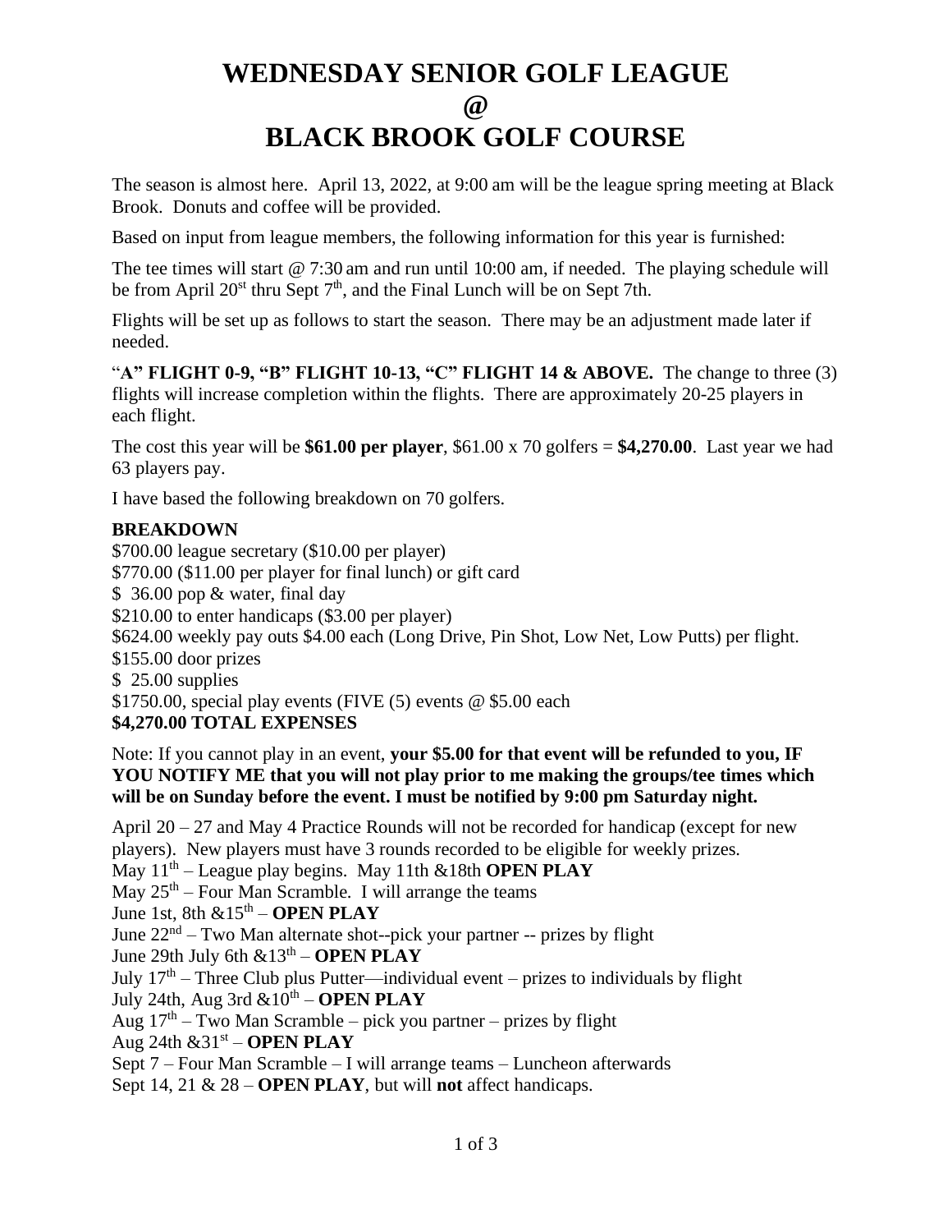# WEDNESDAY SENIOR GOLF LEAGUE
# @
# BLACK BROOK GOLF COURSE

The season is almost here. April 13, 2022, at 9:00 am will be the league spring meeting at Black Brook. Donuts and coffee will be provided.

Based on input from league members, the following information for this year is furnished:

The tee times will start @ 7:30 am and run until 10:00 am, if needed. The playing schedule will be from April 20st thru Sept 7th, and the Final Lunch will be on Sept 7th.

Flights will be set up as follows to start the season. There may be an adjustment made later if needed.

"**A" FLIGHT 0-9, "B" FLIGHT 10-13, "C" FLIGHT 14 & ABOVE.** The change to three (3) flights will increase completion within the flights. There are approximately 20-25 players in each flight.

The cost this year will be **$61.00 per player**, $61.00 x 70 golfers = **$4,270.00**. Last year we had 63 players pay.

I have based the following breakdown on 70 golfers.

**BREAKDOWN**
$700.00 league secretary ($10.00 per player)
$770.00 ($11.00 per player for final lunch) or gift card
$ 36.00 pop & water, final day
$210.00 to enter handicaps ($3.00 per player)
$624.00 weekly pay outs $4.00 each (Long Drive, Pin Shot, Low Net, Low Putts) per flight.
$155.00 door prizes
$ 25.00 supplies
$1750.00, special play events (FIVE (5) events @ $5.00 each
**$4,270.00 TOTAL EXPENSES**

Note: If you cannot play in an event, **your $5.00 for that event will be refunded to you, IF YOU NOTIFY ME that you will not play prior to me making the groups/tee times which will be on Sunday before the event. I must be notified by 9:00 pm Saturday night.**

April 20 – 27 and May 4 Practice Rounds will not be recorded for handicap (except for new players). New players must have 3 rounds recorded to be eligible for weekly prizes.
May 11th – League play begins. May 11th &18th **OPEN PLAY**
May 25th – Four Man Scramble. I will arrange the teams
June 1st, 8th &15th – **OPEN PLAY**
June 22nd – Two Man alternate shot--pick your partner -- prizes by flight
June 29th July 6th &13th – **OPEN PLAY**
July 17th – Three Club plus Putter—individual event – prizes to individuals by flight
July 24th, Aug 3rd &10th – **OPEN PLAY**
Aug 17th – Two Man Scramble – pick you partner – prizes by flight
Aug 24th &31st – **OPEN PLAY**
Sept 7 – Four Man Scramble – I will arrange teams – Luncheon afterwards
Sept 14, 21 & 28 – **OPEN PLAY**, but will **not** affect handicaps.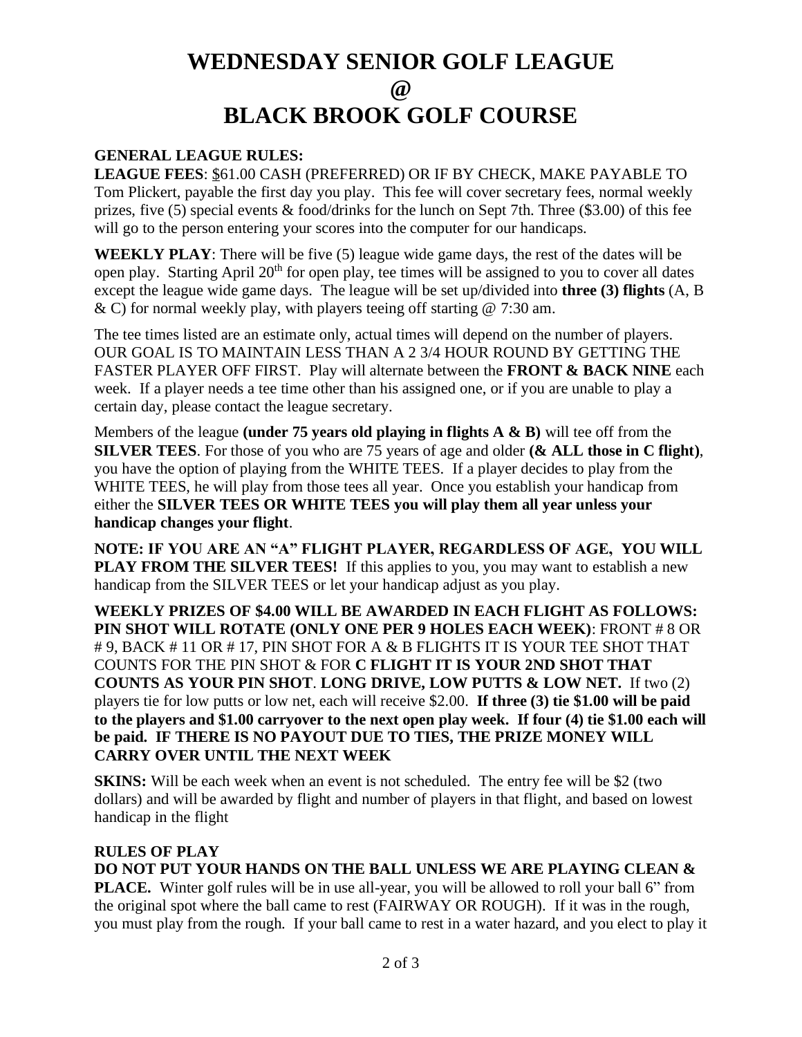# WEDNESDAY SENIOR GOLF LEAGUE
# @
# BLACK BROOK GOLF COURSE

**GENERAL LEAGUE RULES:**

**LEAGUE FEES**: $61.00 CASH (PREFERRED) OR IF BY CHECK, MAKE PAYABLE TO Tom Plickert, payable the first day you play. This fee will cover secretary fees, normal weekly prizes, five (5) special events & food/drinks for the lunch on Sept 7th. Three ($3.00) of this fee will go to the person entering your scores into the computer for our handicaps.

**WEEKLY PLAY**: There will be five (5) league wide game days, the rest of the dates will be open play. Starting April 20th for open play, tee times will be assigned to you to cover all dates except the league wide game days. The league will be set up/divided into **three (3) flights** (A, B & C) for normal weekly play, with players teeing off starting @ 7:30 am.

The tee times listed are an estimate only, actual times will depend on the number of players. OUR GOAL IS TO MAINTAIN LESS THAN A 2 3/4 HOUR ROUND BY GETTING THE FASTER PLAYER OFF FIRST. Play will alternate between the **FRONT & BACK NINE** each week. If a player needs a tee time other than his assigned one, or if you are unable to play a certain day, please contact the league secretary.

Members of the league **(under 75 years old playing in flights A & B)** will tee off from the **SILVER TEES**. For those of you who are 75 years of age and older **(& ALL those in C flight)**, you have the option of playing from the WHITE TEES. If a player decides to play from the WHITE TEES, he will play from those tees all year. Once you establish your handicap from either the **SILVER TEES OR WHITE TEES you will play them all year unless your handicap changes your flight**.

**NOTE: IF YOU ARE AN "A" FLIGHT PLAYER, REGARDLESS OF AGE, YOU WILL PLAY FROM THE SILVER TEES!** If this applies to you, you may want to establish a new handicap from the SILVER TEES or let your handicap adjust as you play.

**WEEKLY PRIZES OF $4.00 WILL BE AWARDED IN EACH FLIGHT AS FOLLOWS: PIN SHOT WILL ROTATE (ONLY ONE PER 9 HOLES EACH WEEK)**: FRONT # 8 OR # 9, BACK # 11 OR # 17, PIN SHOT FOR A & B FLIGHTS IT IS YOUR TEE SHOT THAT COUNTS FOR THE PIN SHOT & FOR **C FLIGHT IT IS YOUR 2ND SHOT THAT COUNTS AS YOUR PIN SHOT**. **LONG DRIVE, LOW PUTTS & LOW NET.** If two (2) players tie for low putts or low net, each will receive $2.00. **If three (3) tie $1.00 will be paid to the players and $1.00 carryover to the next open play week. If four (4) tie $1.00 each will be paid. IF THERE IS NO PAYOUT DUE TO TIES, THE PRIZE MONEY WILL CARRY OVER UNTIL THE NEXT WEEK**

**SKINS:** Will be each week when an event is not scheduled. The entry fee will be $2 (two dollars) and will be awarded by flight and number of players in that flight, and based on lowest handicap in the flight

**RULES OF PLAY**

**DO NOT PUT YOUR HANDS ON THE BALL UNLESS WE ARE PLAYING CLEAN & PLACE.** Winter golf rules will be in use all-year, you will be allowed to roll your ball 6" from the original spot where the ball came to rest (FAIRWAY OR ROUGH). If it was in the rough, you must play from the rough. If your ball came to rest in a water hazard, and you elect to play it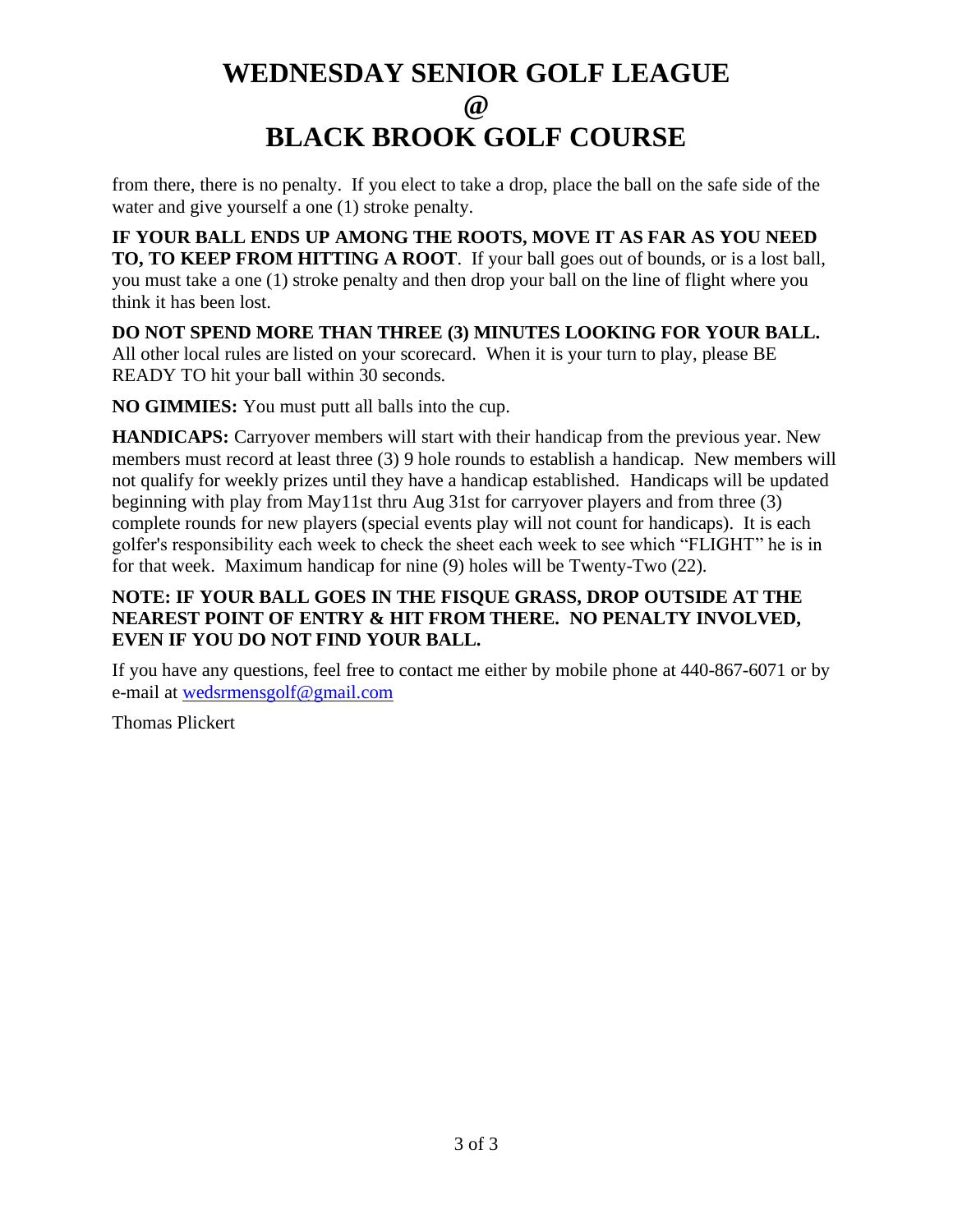# WEDNESDAY SENIOR GOLF LEAGUE
# *@*
# BLACK BROOK GOLF COURSE

from there, there is no penalty. If you elect to take a drop, place the ball on the safe side of the water and give yourself a one (1) stroke penalty.

**IF YOUR BALL ENDS UP AMONG THE ROOTS, MOVE IT AS FAR AS YOU NEED TO, TO KEEP FROM HITTING A ROOT**. If your ball goes out of bounds, or is a lost ball, you must take a one (1) stroke penalty and then drop your ball on the line of flight where you think it has been lost.

**DO NOT SPEND MORE THAN THREE (3) MINUTES LOOKING FOR YOUR BALL.** All other local rules are listed on your scorecard. When it is your turn to play, please BE READY TO hit your ball within 30 seconds.

**NO GIMMIES:** You must putt all balls into the cup.

**HANDICAPS:** Carryover members will start with their handicap from the previous year. New members must record at least three (3) 9 hole rounds to establish a handicap. New members will not qualify for weekly prizes until they have a handicap established. Handicaps will be updated beginning with play from May11st thru Aug 31st for carryover players and from three (3) complete rounds for new players (special events play will not count for handicaps). It is each golfer's responsibility each week to check the sheet each week to see which "FLIGHT" he is in for that week. Maximum handicap for nine (9) holes will be Twenty-Two (22).

**NOTE: IF YOUR BALL GOES IN THE FISQUE GRASS, DROP OUTSIDE AT THE NEAREST POINT OF ENTRY & HIT FROM THERE. NO PENALTY INVOLVED, EVEN IF YOU DO NOT FIND YOUR BALL.**

If you have any questions, feel free to contact me either by mobile phone at 440-867-6071 or by e-mail at wedsrmensgolf@gmail.com

Thomas Plickert